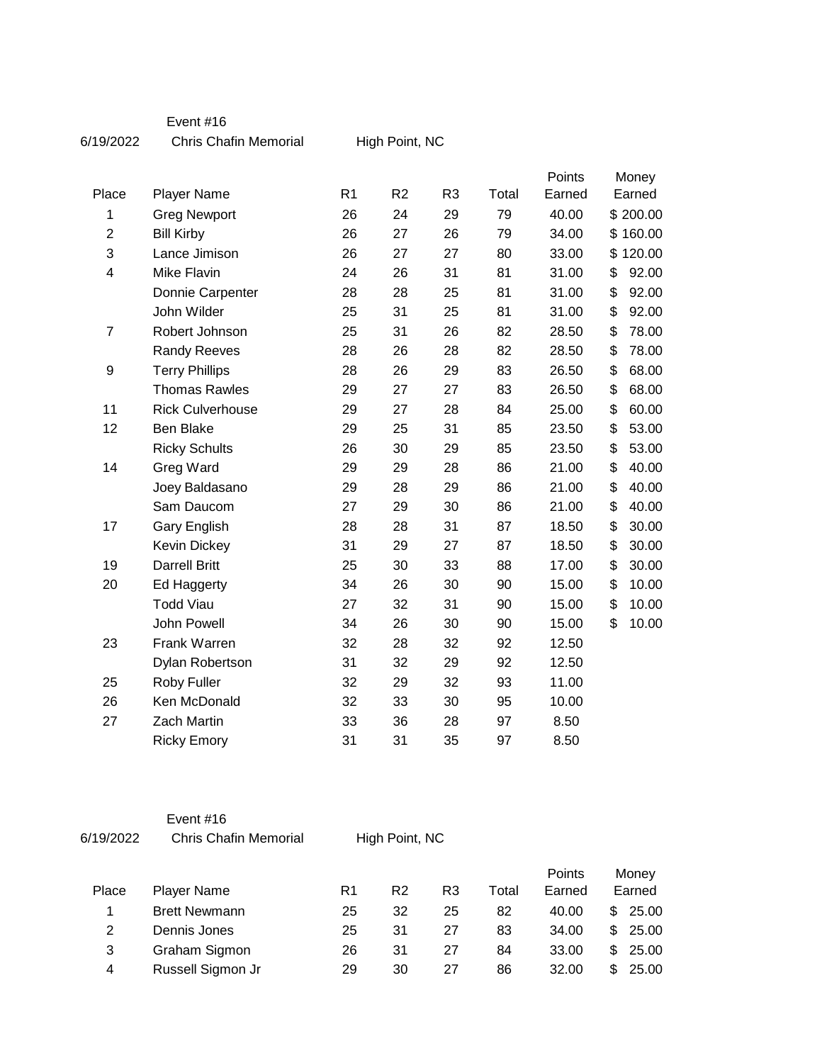Event #16

6/19/2022 Chris Chafin Memorial High Point, NC

| Place | Player Name | R1 | R2 | R3 | Total | Points Earned | Money Earned |
|---|---|---|---|---|---|---|---|
| 1 | Greg Newport | 26 | 24 | 29 | 79 | 40.00 | $ 200.00 |
| 2 | Bill Kirby | 26 | 27 | 26 | 79 | 34.00 | $ 160.00 |
| 3 | Lance Jimison | 26 | 27 | 27 | 80 | 33.00 | $ 120.00 |
| 4 | Mike Flavin | 24 | 26 | 31 | 81 | 31.00 | $ 92.00 |
| | Donnie Carpenter | 28 | 28 | 25 | 81 | 31.00 | $ 92.00 |
| | John Wilder | 25 | 31 | 25 | 81 | 31.00 | $ 92.00 |
| 7 | Robert Johnson | 25 | 31 | 26 | 82 | 28.50 | $ 78.00 |
| | Randy Reeves | 28 | 26 | 28 | 82 | 28.50 | $ 78.00 |
| 9 | Terry Phillips | 28 | 26 | 29 | 83 | 26.50 | $ 68.00 |
| | Thomas Rawles | 29 | 27 | 27 | 83 | 26.50 | $ 68.00 |
| 11 | Rick Culverhouse | 29 | 27 | 28 | 84 | 25.00 | $ 60.00 |
| 12 | Ben Blake | 29 | 25 | 31 | 85 | 23.50 | $ 53.00 |
| | Ricky Schults | 26 | 30 | 29 | 85 | 23.50 | $ 53.00 |
| 14 | Greg Ward | 29 | 29 | 28 | 86 | 21.00 | $ 40.00 |
| | Joey Baldasano | 29 | 28 | 29 | 86 | 21.00 | $ 40.00 |
| | Sam Daucom | 27 | 29 | 30 | 86 | 21.00 | $ 40.00 |
| 17 | Gary English | 28 | 28 | 31 | 87 | 18.50 | $ 30.00 |
| | Kevin Dickey | 31 | 29 | 27 | 87 | 18.50 | $ 30.00 |
| 19 | Darrell Britt | 25 | 30 | 33 | 88 | 17.00 | $ 30.00 |
| 20 | Ed Haggerty | 34 | 26 | 30 | 90 | 15.00 | $ 10.00 |
| | Todd Viau | 27 | 32 | 31 | 90 | 15.00 | $ 10.00 |
| | John Powell | 34 | 26 | 30 | 90 | 15.00 | $ 10.00 |
| 23 | Frank Warren | 32 | 28 | 32 | 92 | 12.50 | |
| | Dylan Robertson | 31 | 32 | 29 | 92 | 12.50 | |
| 25 | Roby Fuller | 32 | 29 | 32 | 93 | 11.00 | |
| 26 | Ken McDonald | 32 | 33 | 30 | 95 | 10.00 | |
| 27 | Zach Martin | 33 | 36 | 28 | 97 | 8.50 | |
| | Ricky Emory | 31 | 31 | 35 | 97 | 8.50 | |

Event #16

6/19/2022 Chris Chafin Memorial High Point, NC

| Place | Player Name | R1 | R2 | R3 | Total | Points Earned | Money Earned |
|---|---|---|---|---|---|---|---|
| 1 | Brett Newmann | 25 | 32 | 25 | 82 | 40.00 | $ 25.00 |
| 2 | Dennis Jones | 25 | 31 | 27 | 83 | 34.00 | $ 25.00 |
| 3 | Graham Sigmon | 26 | 31 | 27 | 84 | 33.00 | $ 25.00 |
| 4 | Russell Sigmon Jr | 29 | 30 | 27 | 86 | 32.00 | $ 25.00 |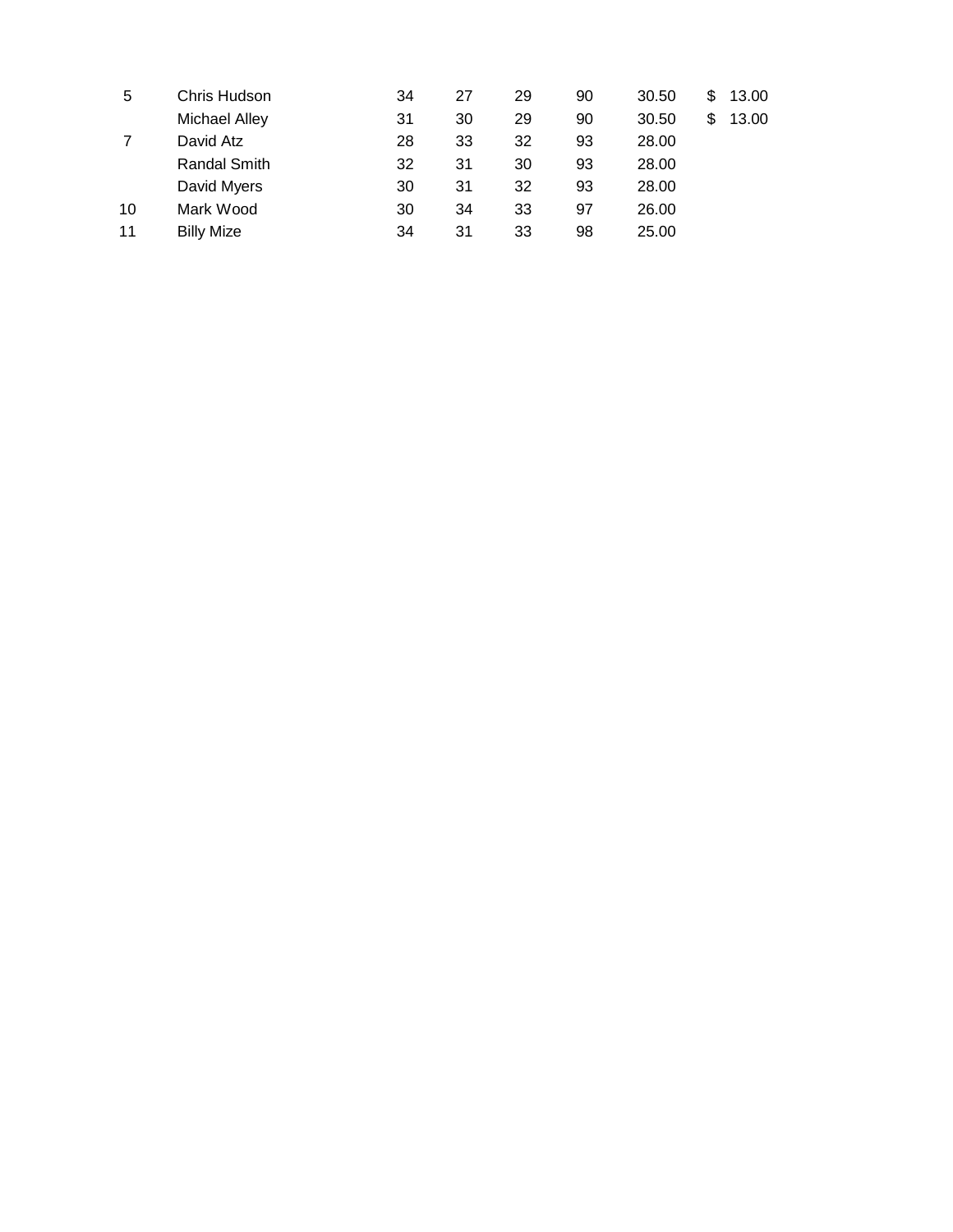| | | | | | | | |
|---|---|---|---|---|---|---|---|
| 5 | Chris Hudson | 34 | 27 | 29 | 90 | 30.50 | $ 13.00 |
| | Michael Alley | 31 | 30 | 29 | 90 | 30.50 | $ 13.00 |
| 7 | David Atz | 28 | 33 | 32 | 93 | 28.00 | |
| | Randal Smith | 32 | 31 | 30 | 93 | 28.00 | |
| | David Myers | 30 | 31 | 32 | 93 | 28.00 | |
| 10 | Mark Wood | 30 | 34 | 33 | 97 | 26.00 | |
| 11 | Billy Mize | 34 | 31 | 33 | 98 | 25.00 | |